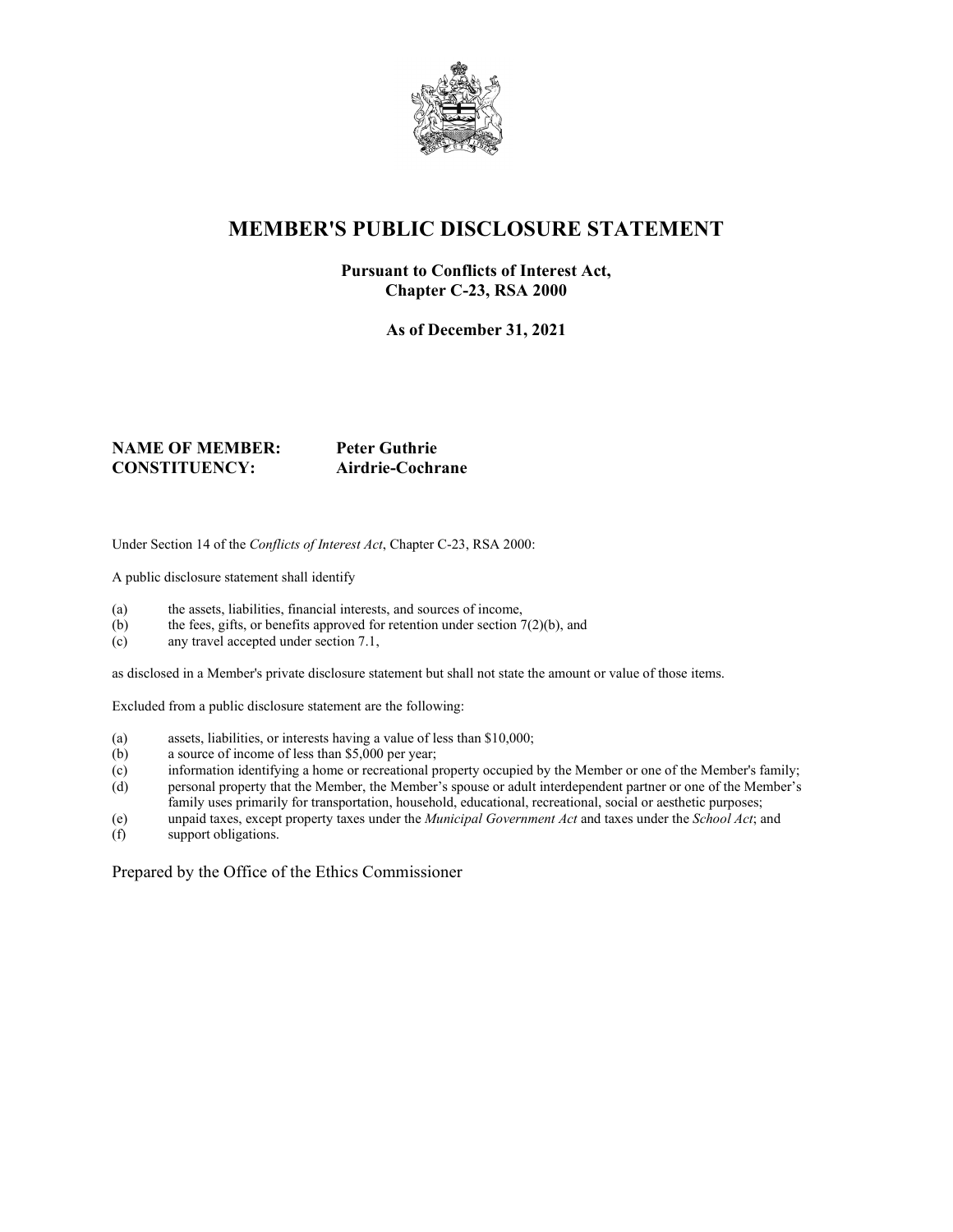# MEMBER'S PUBLIC DISCLOSURE STATEMENT

**Pursuant to Conflicts of Interest Act, Chapter C-23, RSA 2000**

**As of December 31, 2021**

**NAME OF MEMBER:** **Peter Guthrie**
**CONSTITUENCY:** **Airdrie-Cochrane**

Under Section 14 of the *Conflicts of Interest Act*, Chapter C-23, RSA 2000:

A public disclosure statement shall identify

(a) the assets, liabilities, financial interests, and sources of income,
(b) the fees, gifts, or benefits approved for retention under section 7(2)(b), and
(c) any travel accepted under section 7.1,

as disclosed in a Member's private disclosure statement but shall not state the amount or value of those items.

Excluded from a public disclosure statement are the following:

(a) assets, liabilities, or interests having a value of less than $10,000;
(b) a source of income of less than $5,000 per year;
(c) information identifying a home or recreational property occupied by the Member or one of the Member's family;
(d) personal property that the Member, the Member's spouse or adult interdependent partner or one of the Member's family uses primarily for transportation, household, educational, recreational, social or aesthetic purposes;
(e) unpaid taxes, except property taxes under the *Municipal Government Act* and taxes under the *School Act*; and
(f) support obligations.

Prepared by the Office of the Ethics Commissioner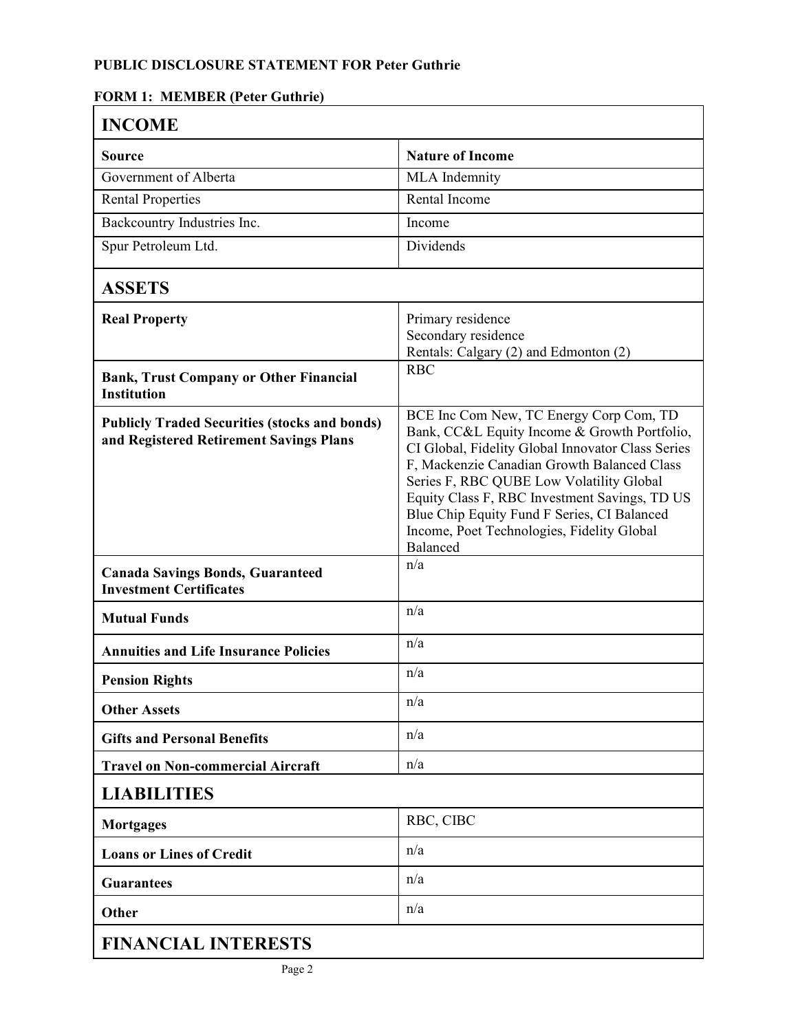**PUBLIC DISCLOSURE STATEMENT FOR Peter Guthrie**

**FORM 1: MEMBER (Peter Guthrie)**

## INCOME

| Source | Nature of Income |
|---|---|
| Government of Alberta | MLA Indemnity |
| Rental Properties | Rental Income |
| Backcountry Industries Inc. | Income |
| Spur Petroleum Ltd. | Dividends |

## ASSETS

| | |
|---|---|
| **Real Property** | Primary residence<br>Secondary residence<br>Rentals: Calgary (2) and Edmonton (2) |
| **Bank, Trust Company or Other Financial Institution** | RBC |
| **Publicly Traded Securities (stocks and bonds) and Registered Retirement Savings Plans** | BCE Inc Com New, TC Energy Corp Com, TD Bank, CC&L Equity Income & Growth Portfolio, CI Global, Fidelity Global Innovator Class Series F, Mackenzie Canadian Growth Balanced Class Series F, RBC QUBE Low Volatility Global Equity Class F, RBC Investment Savings, TD US Blue Chip Equity Fund F Series, CI Balanced Income, Poet Technologies, Fidelity Global Balanced |
| **Canada Savings Bonds, Guaranteed Investment Certificates** | n/a |
| **Mutual Funds** | n/a |
| **Annuities and Life Insurance Policies** | n/a |
| **Pension Rights** | n/a |
| **Other Assets** | n/a |
| **Gifts and Personal Benefits** | n/a |
| **Travel on Non-commercial Aircraft** | n/a |

## LIABILITIES

| | |
|---|---|
| **Mortgages** | RBC, CIBC |
| **Loans or Lines of Credit** | n/a |
| **Guarantees** | n/a |
| **Other** | n/a |

## FINANCIAL INTERESTS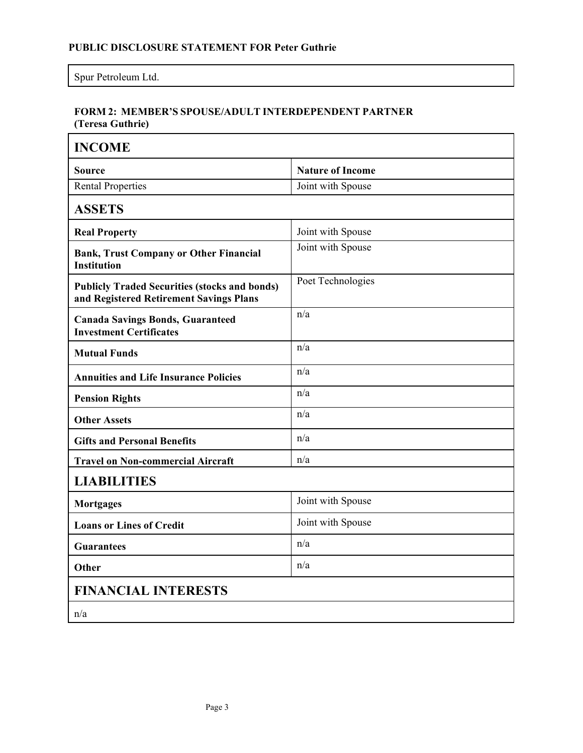**PUBLIC DISCLOSURE STATEMENT FOR Peter Guthrie**

| |
|---|
| Spur Petroleum Ltd. |

### FORM 2: MEMBER'S SPOUSE/ADULT INTERDEPENDENT PARTNER (Teresa Guthrie)

| INCOME | |
|---|---|
| **Source** | **Nature of Income** |
| Rental Properties | Joint with Spouse |
| **ASSETS** | |
| **Real Property** | Joint with Spouse |
| **Bank, Trust Company or Other Financial Institution** | Joint with Spouse |
| **Publicly Traded Securities (stocks and bonds) and Registered Retirement Savings Plans** | Poet Technologies |
| **Canada Savings Bonds, Guaranteed Investment Certificates** | n/a |
| **Mutual Funds** | n/a |
| **Annuities and Life Insurance Policies** | n/a |
| **Pension Rights** | n/a |
| **Other Assets** | n/a |
| **Gifts and Personal Benefits** | n/a |
| **Travel on Non-commercial Aircraft** | n/a |
| **LIABILITIES** | |
| **Mortgages** | Joint with Spouse |
| **Loans or Lines of Credit** | Joint with Spouse |
| **Guarantees** | n/a |
| **Other** | n/a |
| **FINANCIAL INTERESTS** | |
| n/a | |